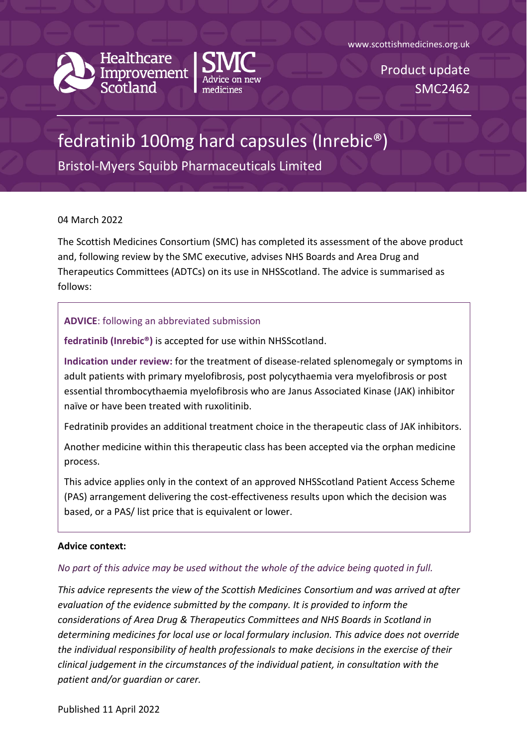www.scottishmedicines.org.uk

Healthcare Improvement Scotland | SMC Advice on new medicines

Product update
SMC2462

# fedratinib 100mg hard capsules (Inrebic®)

Bristol-Myers Squibb Pharmaceuticals Limited

04 March 2022

The Scottish Medicines Consortium (SMC) has completed its assessment of the above product and, following review by the SMC executive, advises NHS Boards and Area Drug and Therapeutics Committees (ADTCs) on its use in NHSScotland. The advice is summarised as follows:

**ADVICE**: following an abbreviated submission

**fedratinib (Inrebic®)** is accepted for use within NHSScotland.

**Indication under review:** for the treatment of disease-related splenomegaly or symptoms in adult patients with primary myelofibrosis, post polycythaemia vera myelofibrosis or post essential thrombocythaemia myelofibrosis who are Janus Associated Kinase (JAK) inhibitor naïve or have been treated with ruxolitinib.

Fedratinib provides an additional treatment choice in the therapeutic class of JAK inhibitors.

Another medicine within this therapeutic class has been accepted via the orphan medicine process.

This advice applies only in the context of an approved NHSScotland Patient Access Scheme (PAS) arrangement delivering the cost-effectiveness results upon which the decision was based, or a PAS/ list price that is equivalent or lower.

**Advice context:**

*No part of this advice may be used without the whole of the advice being quoted in full.*

*This advice represents the view of the Scottish Medicines Consortium and was arrived at after evaluation of the evidence submitted by the company. It is provided to inform the considerations of Area Drug & Therapeutics Committees and NHS Boards in Scotland in determining medicines for local use or local formulary inclusion. This advice does not override the individual responsibility of health professionals to make decisions in the exercise of their clinical judgement in the circumstances of the individual patient, in consultation with the patient and/or guardian or carer.*

Published 11 April 2022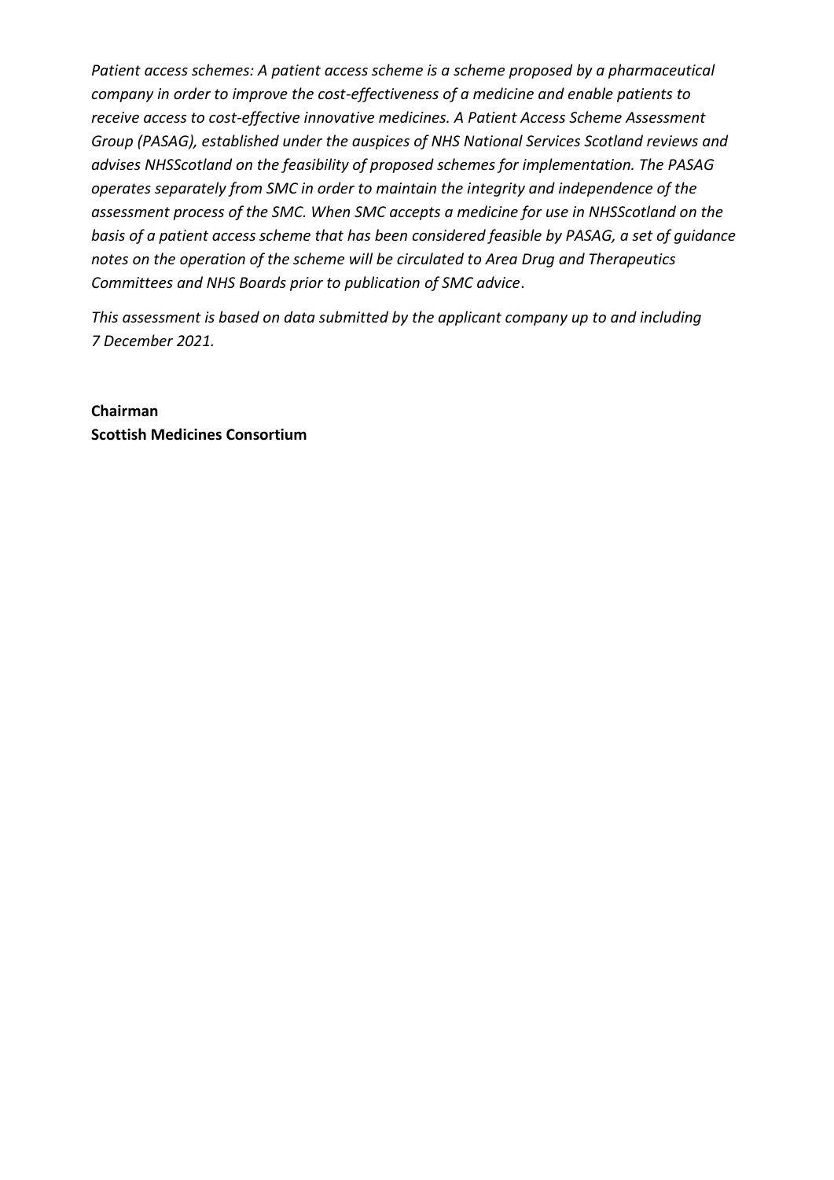*Patient access schemes: A patient access scheme is a scheme proposed by a pharmaceutical company in order to improve the cost-effectiveness of a medicine and enable patients to receive access to cost-effective innovative medicines. A Patient Access Scheme Assessment Group (PASAG), established under the auspices of NHS National Services Scotland reviews and advises NHSScotland on the feasibility of proposed schemes for implementation. The PASAG operates separately from SMC in order to maintain the integrity and independence of the assessment process of the SMC. When SMC accepts a medicine for use in NHSScotland on the basis of a patient access scheme that has been considered feasible by PASAG, a set of guidance notes on the operation of the scheme will be circulated to Area Drug and Therapeutics Committees and NHS Boards prior to publication of SMC advice*.

*This assessment is based on data submitted by the applicant company up to and including 7 December 2021.*

**Chairman**
**Scottish Medicines Consortium**